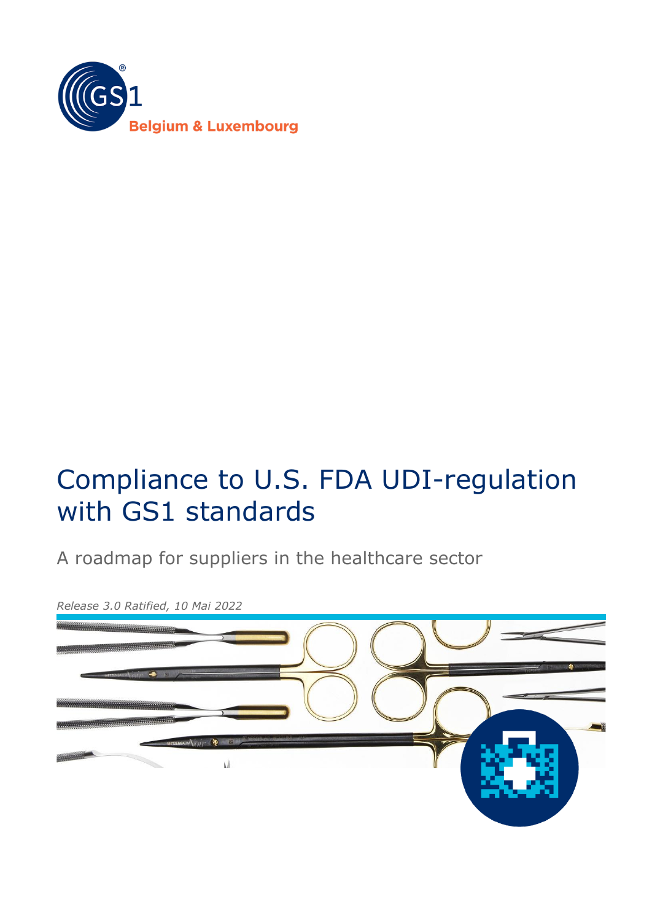# Compliance to U.S. FDA UDI-regulation with GS1 standards

A roadmap for suppliers in the healthcare sector

*Release 3.0 Ratified, 10 Mai 2022*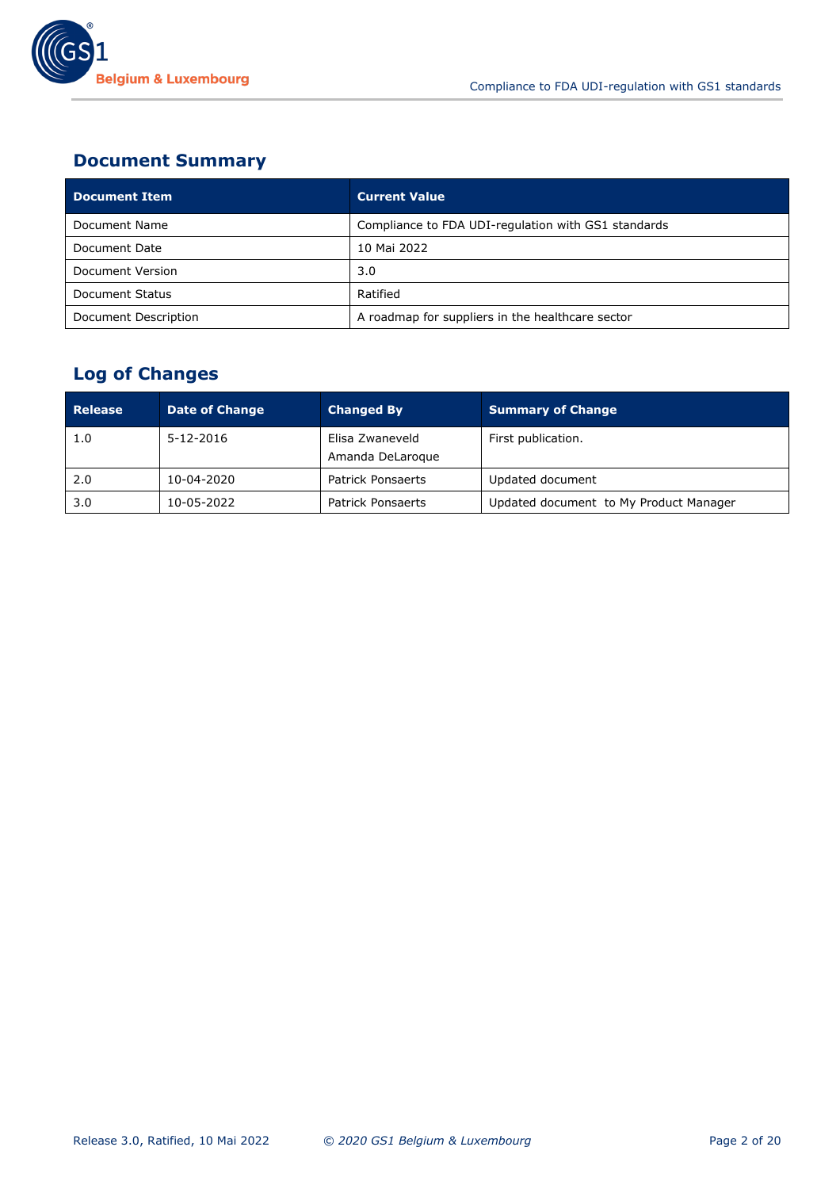## Document Summary

| Document Item | Current Value |
|---|---|
| Document Name | Compliance to FDA UDI-regulation with GS1 standards |
| Document Date | 10 Mai 2022 |
| Document Version | 3.0 |
| Document Status | Ratified |
| Document Description | A roadmap for suppliers in the healthcare sector |

## Log of Changes

| Release | Date of Change | Changed By | Summary of Change |
|---|---|---|---|
| 1.0 | 5-12-2016 | Elisa Zwaneveld<br>Amanda DeLaroque | First publication. |
| 2.0 | 10-04-2020 | Patrick Ponsaerts | Updated document |
| 3.0 | 10-05-2022 | Patrick Ponsaerts | Updated document to My Product Manager |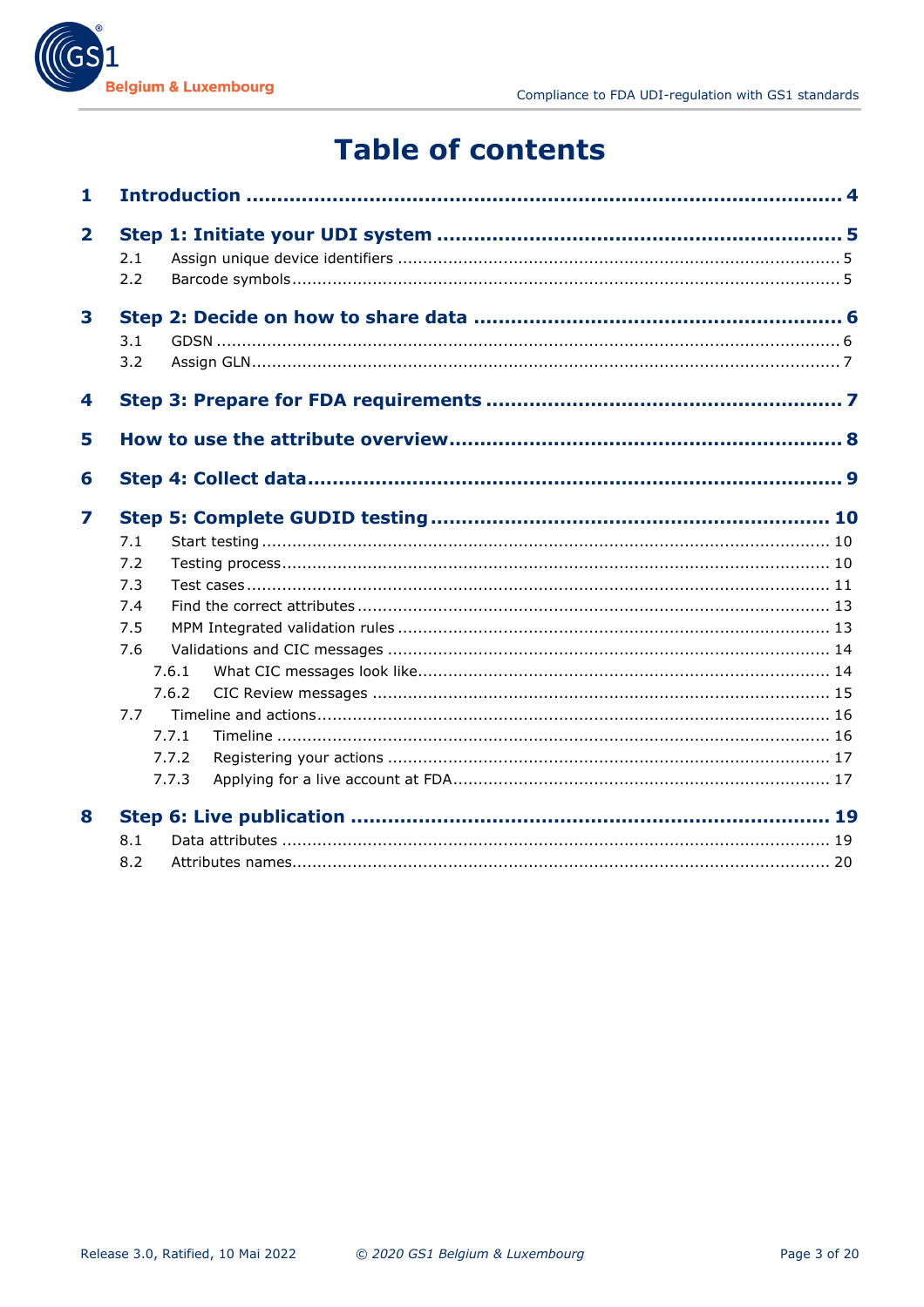# Table of contents

**1 Introduction** .... 4

**2 Step 1: Initiate your UDI system** .... 5

- 2.1 Assign unique device identifiers .... 5
- 2.2 Barcode symbols .... 5

**3 Step 2: Decide on how to share data** .... 6

- 3.1 GDSN .... 6
- 3.2 Assign GLN .... 7

**4 Step 3: Prepare for FDA requirements** .... 7

**5 How to use the attribute overview** .... 8

**6 Step 4: Collect data** .... 9

**7 Step 5: Complete GUDID testing** .... 10

- 7.1 Start testing .... 10
- 7.2 Testing process .... 10
- 7.3 Test cases .... 11
- 7.4 Find the correct attributes .... 13
- 7.5 MPM Integrated validation rules .... 13
- 7.6 Validations and CIC messages .... 14
  - 7.6.1 What CIC messages look like .... 14
  - 7.6.2 CIC Review messages .... 15
- 7.7 Timeline and actions .... 16
  - 7.7.1 Timeline .... 16
  - 7.7.2 Registering your actions .... 17
  - 7.7.3 Applying for a live account at FDA .... 17

**8 Step 6: Live publication** .... 19

- 8.1 Data attributes .... 19
- 8.2 Attributes names .... 20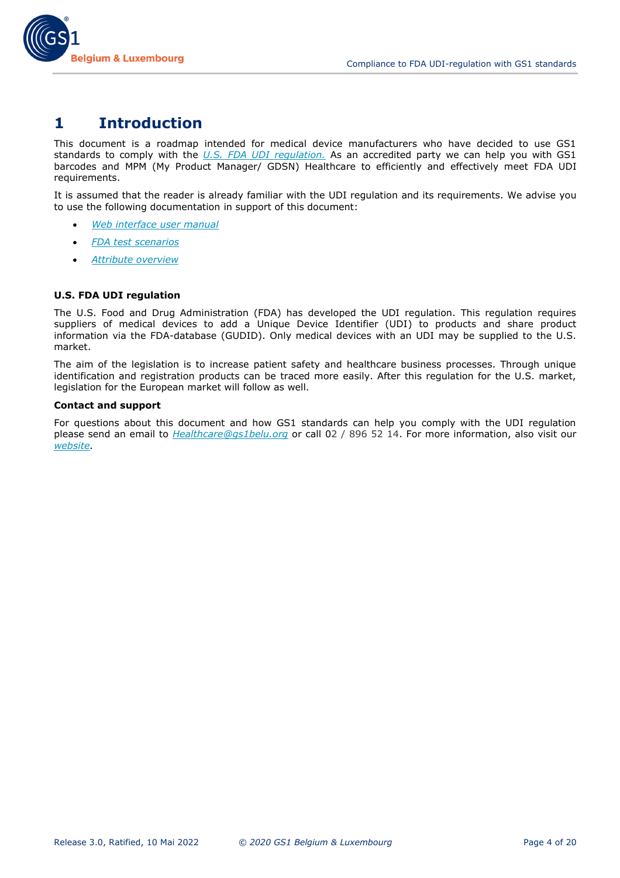# 1 Introduction

This document is a roadmap intended for medical device manufacturers who have decided to use GS1 standards to comply with the *U.S. FDA UDI regulation.* As an accredited party we can help you with GS1 barcodes and MPM (My Product Manager/ GDSN) Healthcare to efficiently and effectively meet FDA UDI requirements.

It is assumed that the reader is already familiar with the UDI regulation and its requirements. We advise you to use the following documentation in support of this document:

- *Web interface user manual*
- *FDA test scenarios*
- *Attribute overview*

### U.S. FDA UDI regulation

The U.S. Food and Drug Administration (FDA) has developed the UDI regulation. This regulation requires suppliers of medical devices to add a Unique Device Identifier (UDI) to products and share product information via the FDA-database (GUDID). Only medical devices with an UDI may be supplied to the U.S. market.

The aim of the legislation is to increase patient safety and healthcare business processes. Through unique identification and registration products can be traced more easily. After this regulation for the U.S. market, legislation for the European market will follow as well.

**Contact and support**

For questions about this document and how GS1 standards can help you comply with the UDI regulation please send an email to *Healthcare@gs1belu.org* or call 02 / 896 52 14. For more information, also visit our *website*.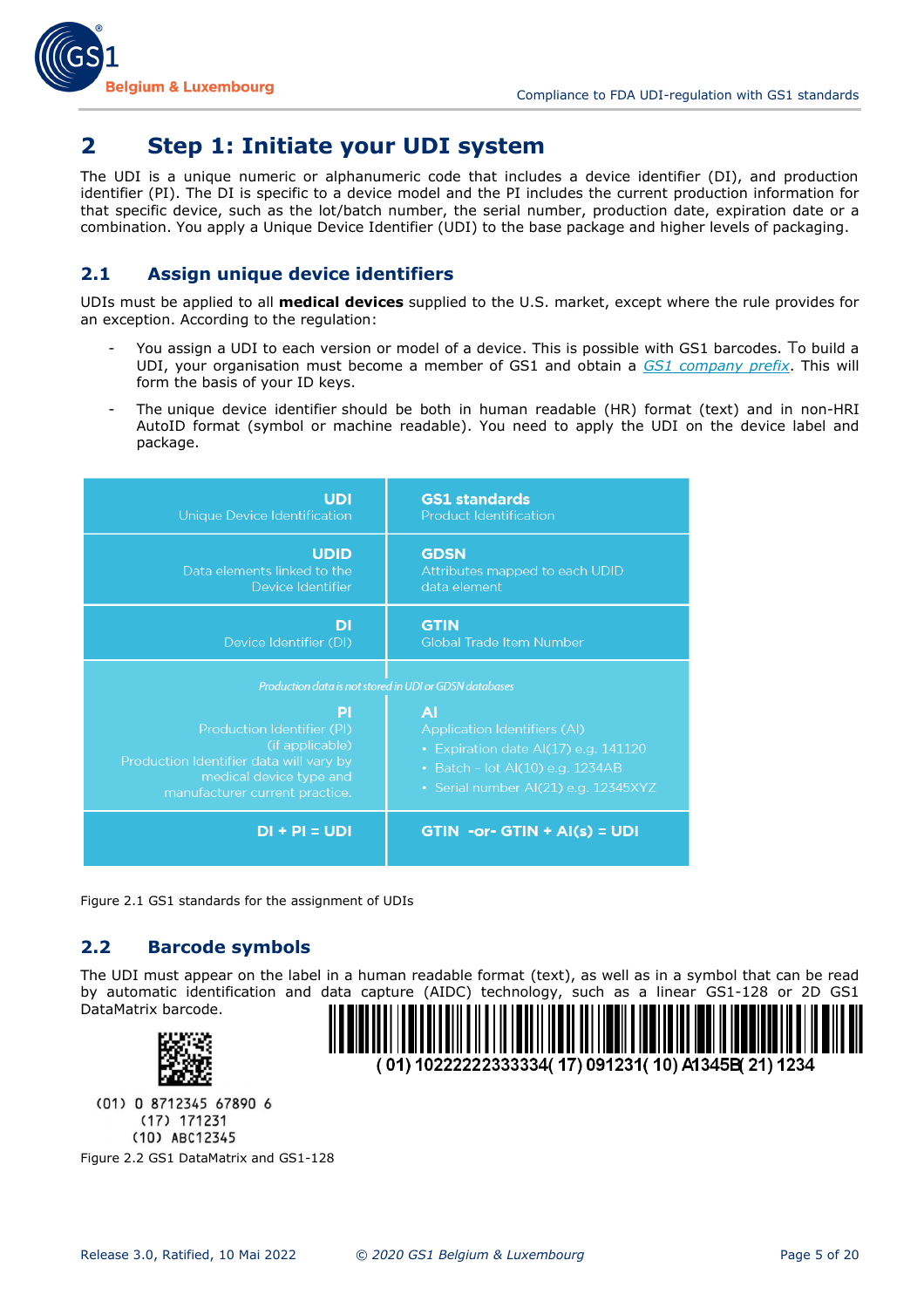# 2 Step 1: Initiate your UDI system

The UDI is a unique numeric or alphanumeric code that includes a device identifier (DI), and production identifier (PI). The DI is specific to a device model and the PI includes the current production information for that specific device, such as the lot/batch number, the serial number, production date, expiration date or a combination. You apply a Unique Device Identifier (UDI) to the base package and higher levels of packaging.

## 2.1 Assign unique device identifiers

UDIs must be applied to all **medical devices** supplied to the U.S. market, except where the rule provides for an exception. According to the regulation:

- You assign a UDI to each version or model of a device. This is possible with GS1 barcodes. To build a UDI, your organisation must become a member of GS1 and obtain a *GS1 company prefix*. This will form the basis of your ID keys.
- The unique device identifier should be both in human readable (HR) format (text) and in non-HRI AutoID format (symbol or machine readable). You need to apply the UDI on the device label and package.

| UDI<br>Unique Device Identification | GS1 standards<br>Product Identification |
|---|---|
| UDID<br>Data elements linked to the Device Identifier | GDSN<br>Attributes mapped to each UDID data element |
| DI<br>Device Identifier (DI) | GTIN<br>Global Trade Item Number |
| *Production data is not stored in UDI or GDSN databases* | |
| PI<br>Production Identifier (PI)<br>(if applicable)<br>Production Identifier data will vary by medical device type and manufacturer current practice. | AI<br>Application Identifiers (AI)<br>• Expiration date AI(17) e.g. 141120<br>• Batch - lot AI(10) e.g. 1234AB<br>• Serial number AI(21) e.g. 12345XYZ |
| DI + PI = UDI | GTIN -or- GTIN + AI(s) = UDI |

Figure 2.1 GS1 standards for the assignment of UDIs

## 2.2 Barcode symbols

The UDI must appear on the label in a human readable format (text), as well as in a symbol that can be read by automatic identification and data capture (AIDC) technology, such as a linear GS1-128 or 2D GS1 DataMatrix barcode.

(01) 0 8712345 67890 6
(17) 171231
(10) ABC12345

(01) 10222222333334 (17) 091231 (10) A1345B (21) 1234

Figure 2.2 GS1 DataMatrix and GS1-128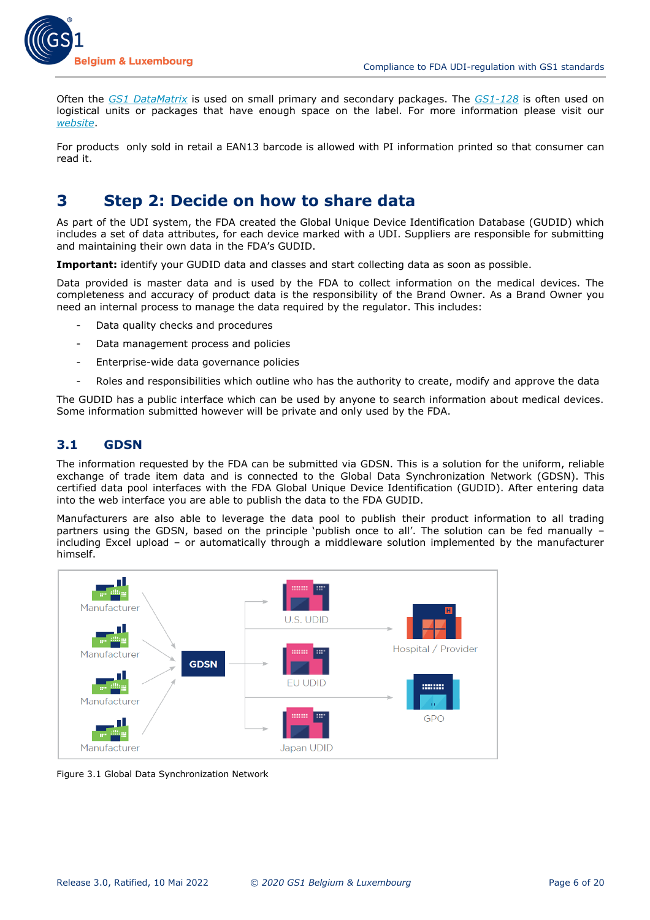Often the *GS1 DataMatrix* is used on small primary and secondary packages. The *GS1-128* is often used on logistical units or packages that have enough space on the label. For more information please visit our *website*.

For products only sold in retail a EAN13 barcode is allowed with PI information printed so that consumer can read it.

# 3 Step 2: Decide on how to share data

As part of the UDI system, the FDA created the Global Unique Device Identification Database (GUDID) which includes a set of data attributes, for each device marked with a UDI. Suppliers are responsible for submitting and maintaining their own data in the FDA's GUDID.

**Important:** identify your GUDID data and classes and start collecting data as soon as possible.

Data provided is master data and is used by the FDA to collect information on the medical devices. The completeness and accuracy of product data is the responsibility of the Brand Owner. As a Brand Owner you need an internal process to manage the data required by the regulator. This includes:

- Data quality checks and procedures
- Data management process and policies
- Enterprise-wide data governance policies
- Roles and responsibilities which outline who has the authority to create, modify and approve the data

The GUDID has a public interface which can be used by anyone to search information about medical devices. Some information submitted however will be private and only used by the FDA.

## 3.1 GDSN

The information requested by the FDA can be submitted via GDSN. This is a solution for the uniform, reliable exchange of trade item data and is connected to the Global Data Synchronization Network (GDSN). This certified data pool interfaces with the FDA Global Unique Device Identification (GUDID). After entering data into the web interface you are able to publish the data to the FDA GUDID.

Manufacturers are also able to leverage the data pool to publish their product information to all trading partners using the GDSN, based on the principle 'publish once to all'. The solution can be fed manually – including Excel upload – or automatically through a middleware solution implemented by the manufacturer himself.

Manufacturer
Manufacturer
Manufacturer
Manufacturer
GDSN
U.S. UDID
EU UDID
Japan UDID
Hospital / Provider
GPO

Figure 3.1 Global Data Synchronization Network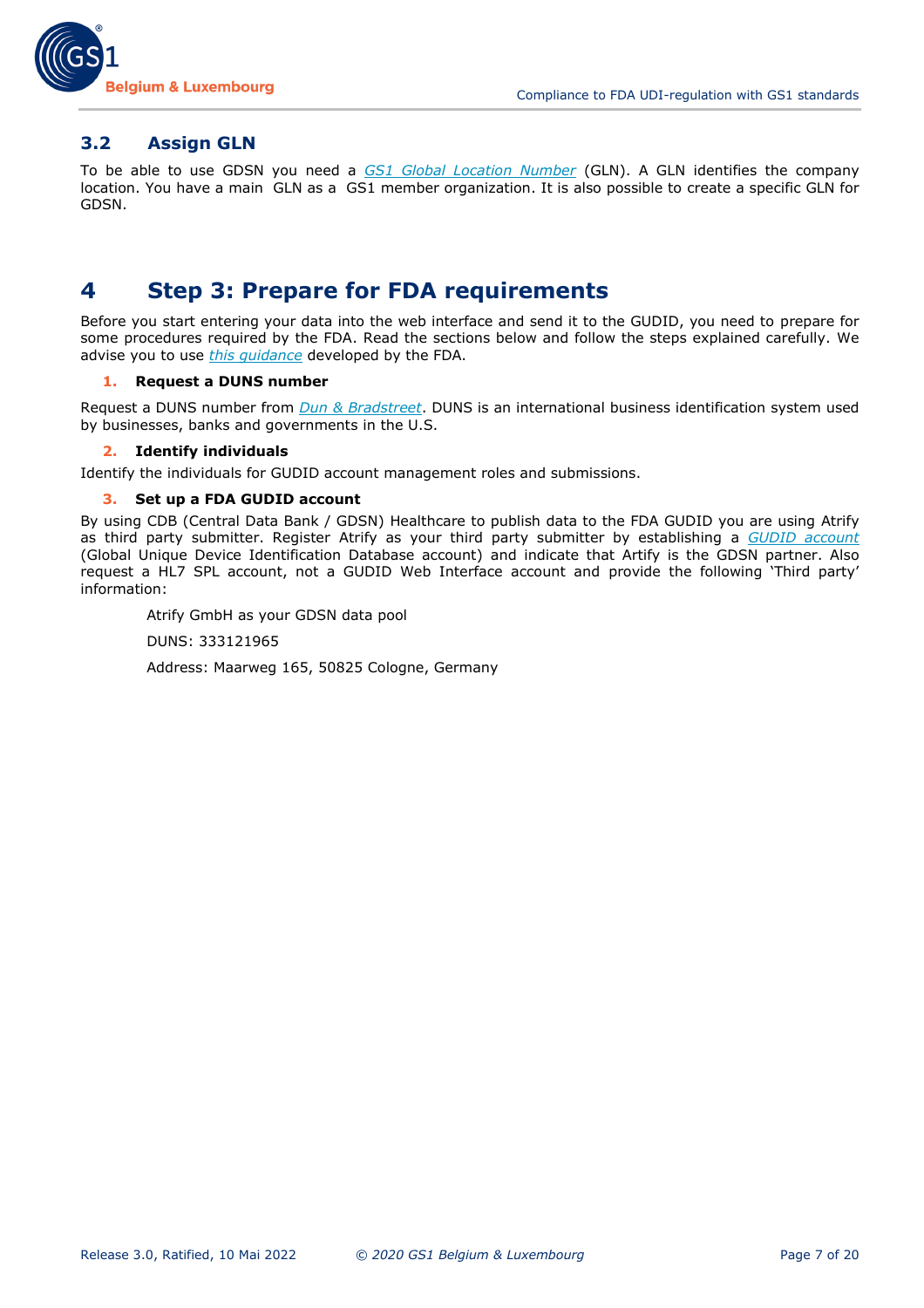### 3.2 Assign GLN

To be able to use GDSN you need a *GS1 Global Location Number* (GLN). A GLN identifies the company location. You have a main GLN as a GS1 member organization. It is also possible to create a specific GLN for GDSN.

# 4 Step 3: Prepare for FDA requirements

Before you start entering your data into the web interface and send it to the GUDID, you need to prepare for some procedures required by the FDA. Read the sections below and follow the steps explained carefully. We advise you to use *this guidance* developed by the FDA.

1. **Request a DUNS number**

Request a DUNS number from *Dun & Bradstreet*. DUNS is an international business identification system used by businesses, banks and governments in the U.S.

2. **Identify individuals**

Identify the individuals for GUDID account management roles and submissions.

3. **Set up a FDA GUDID account**

By using CDB (Central Data Bank / GDSN) Healthcare to publish data to the FDA GUDID you are using Atrify as third party submitter. Register Atrify as your third party submitter by establishing a *GUDID account* (Global Unique Device Identification Database account) and indicate that Artify is the GDSN partner. Also request a HL7 SPL account, not a GUDID Web Interface account and provide the following 'Third party' information:

Atrify GmbH as your GDSN data pool

DUNS: 333121965

Address: Maarweg 165, 50825 Cologne, Germany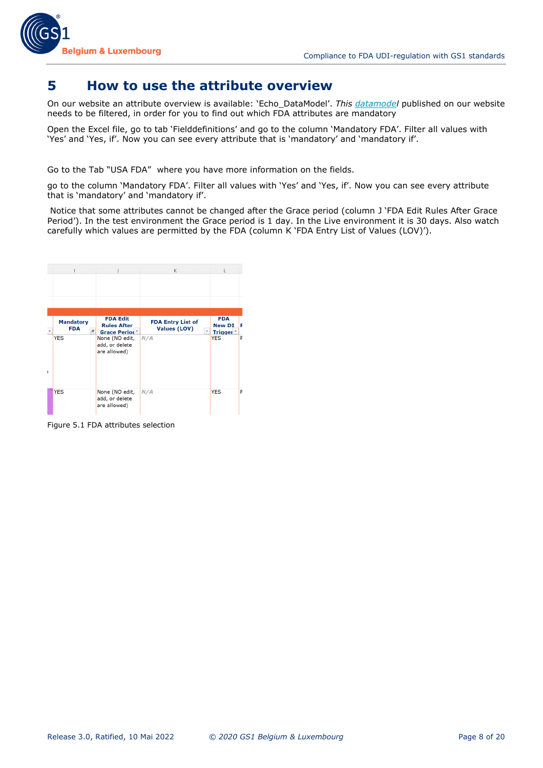# 5 How to use the attribute overview

On our website an attribute overview is available: 'Echo_DataModel'. *This [datamodel](datamodel)* published on our website needs to be filtered, in order for you to find out which FDA attributes are mandatory

Open the Excel file, go to tab 'Fielddefinitions' and go to the column 'Mandatory FDA'. Filter all values with 'Yes' and 'Yes, if'. Now you can see every attribute that is 'mandatory' and 'mandatory if'.

Go to the Tab "USA FDA" where you have more information on the fields.

go to the column 'Mandatory FDA'. Filter all values with 'Yes' and 'Yes, if'. Now you can see every attribute that is 'mandatory' and 'mandatory if'.

Notice that some attributes cannot be changed after the Grace period (column J 'FDA Edit Rules After Grace Period'). In the test environment the Grace period is 1 day. In the Live environment it is 30 days. Also watch carefully which values are permitted by the FDA (column K 'FDA Entry List of Values (LOV)').

| Mandatory FDA | FDA Edit Rules After Grace Period | FDA Entry List of Values (LOV) | FDA New DI Trigger |
|---|---|---|---|
| YES | None (NO edit, add, or delete are allowed) | N/A | YES |
| YES | None (NO edit, add, or delete are allowed) | N/A | YES |

Figure 5.1 FDA attributes selection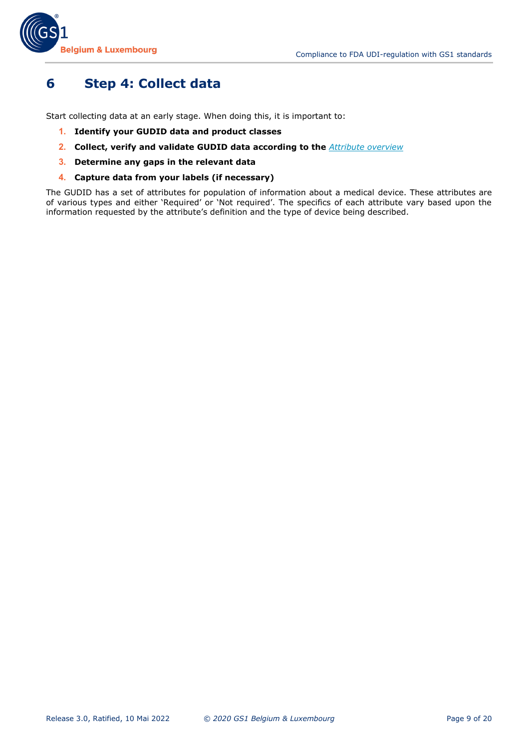# 6 Step 4: Collect data

Start collecting data at an early stage. When doing this, it is important to:

1. **Identify your GUDID data and product classes**
2. **Collect, verify and validate GUDID data according to the** *Attribute overview*
3. **Determine any gaps in the relevant data**
4. **Capture data from your labels (if necessary)**

The GUDID has a set of attributes for population of information about a medical device. These attributes are of various types and either 'Required' or 'Not required'. The specifics of each attribute vary based upon the information requested by the attribute's definition and the type of device being described.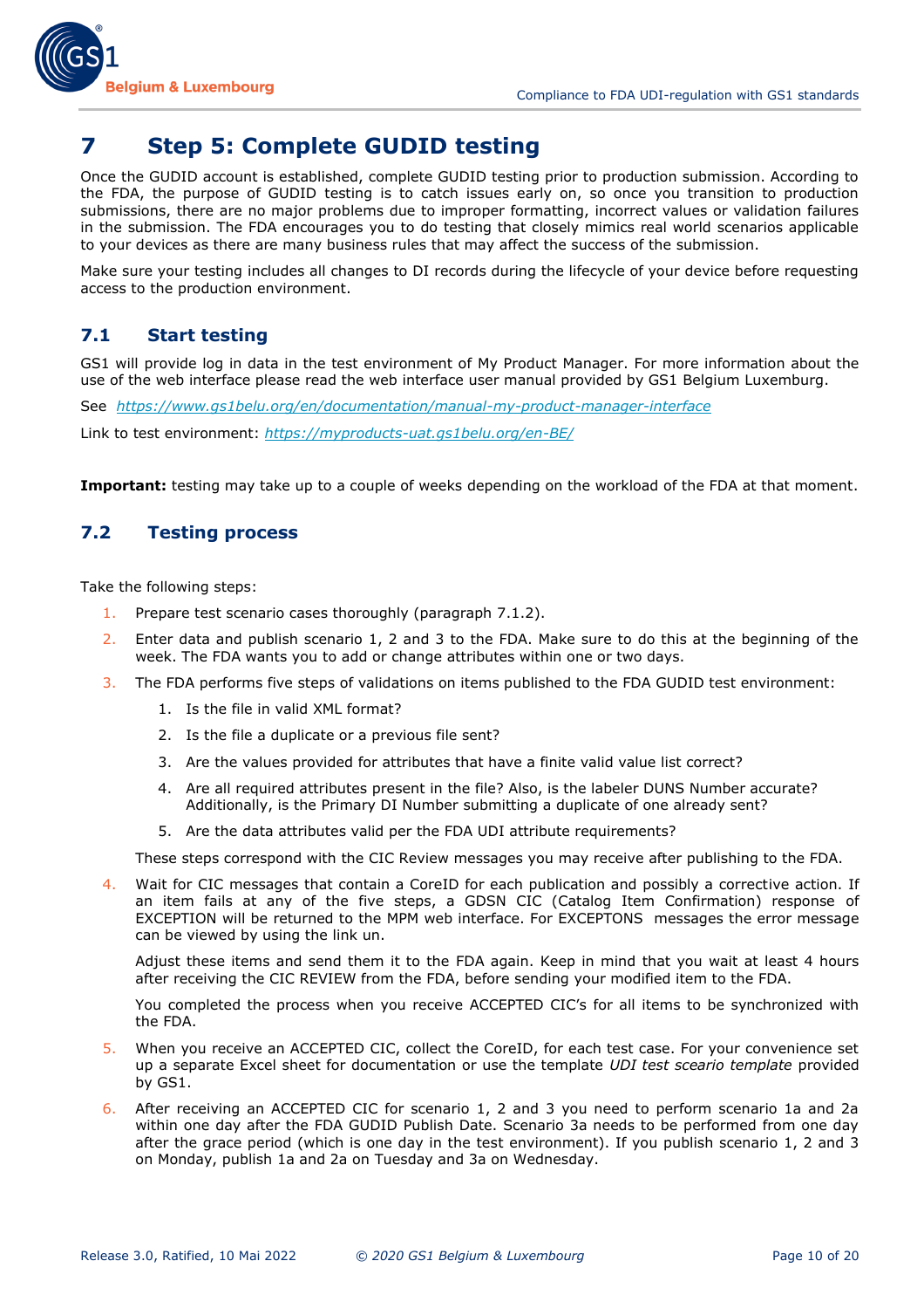# 7 Step 5: Complete GUDID testing

Once the GUDID account is established, complete GUDID testing prior to production submission. According to the FDA, the purpose of GUDID testing is to catch issues early on, so once you transition to production submissions, there are no major problems due to improper formatting, incorrect values or validation failures in the submission. The FDA encourages you to do testing that closely mimics real world scenarios applicable to your devices as there are many business rules that may affect the success of the submission.

Make sure your testing includes all changes to DI records during the lifecycle of your device before requesting access to the production environment.

## 7.1 Start testing

GS1 will provide log in data in the test environment of My Product Manager. For more information about the use of the web interface please read the web interface user manual provided by GS1 Belgium Luxemburg.

See *https://www.gs1belu.org/en/documentation/manual-my-product-manager-interface*

Link to test environment: *https://myproducts-uat.gs1belu.org/en-BE/*

**Important:** testing may take up to a couple of weeks depending on the workload of the FDA at that moment.

## 7.2 Testing process

Take the following steps:

1. Prepare test scenario cases thoroughly (paragraph 7.1.2).
2. Enter data and publish scenario 1, 2 and 3 to the FDA. Make sure to do this at the beginning of the week. The FDA wants you to add or change attributes within one or two days.
3. The FDA performs five steps of validations on items published to the FDA GUDID test environment:
   1. Is the file in valid XML format?
   2. Is the file a duplicate or a previous file sent?
   3. Are the values provided for attributes that have a finite valid value list correct?
   4. Are all required attributes present in the file? Also, is the labeler DUNS Number accurate? Additionally, is the Primary DI Number submitting a duplicate of one already sent?
   5. Are the data attributes valid per the FDA UDI attribute requirements?

   These steps correspond with the CIC Review messages you may receive after publishing to the FDA.
4. Wait for CIC messages that contain a CoreID for each publication and possibly a corrective action. If an item fails at any of the five steps, a GDSN CIC (Catalog Item Confirmation) response of EXCEPTION will be returned to the MPM web interface. For EXCEPTONS messages the error message can be viewed by using the link un.

   Adjust these items and send them it to the FDA again. Keep in mind that you wait at least 4 hours after receiving the CIC REVIEW from the FDA, before sending your modified item to the FDA.

   You completed the process when you receive ACCEPTED CIC's for all items to be synchronized with the FDA.
5. When you receive an ACCEPTED CIC, collect the CoreID, for each test case. For your convenience set up a separate Excel sheet for documentation or use the template *UDI test scerio template* provided by GS1.
6. After receiving an ACCEPTED CIC for scenario 1, 2 and 3 you need to perform scenario 1a and 2a within one day after the FDA GUDID Publish Date. Scenario 3a needs to be performed from one day after the grace period (which is one day in the test environment). If you publish scenario 1, 2 and 3 on Monday, publish 1a and 2a on Tuesday and 3a on Wednesday.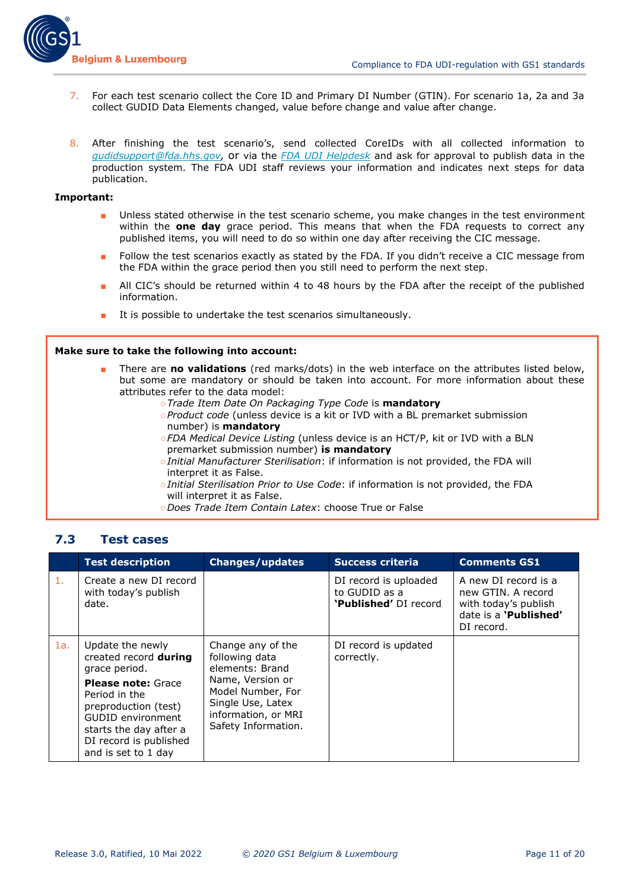7. For each test scenario collect the Core ID and Primary DI Number (GTIN). For scenario 1a, 2a and 3a collect GUDID Data Elements changed, value before change and value after change.

8. After finishing the test scenario's, send collected CoreIDs with all collected information to [gudidsupport@fda.hhs.gov](mailto:gudidsupport@fda.hhs.gov), or via the FDA UDI Helpdesk and ask for approval to publish data in the production system. The FDA UDI staff reviews your information and indicates next steps for data publication.

**Important:**

- Unless stated otherwise in the test scenario scheme, you make changes in the test environment within the **one day** grace period. This means that when the FDA requests to correct any published items, you will need to do so within one day after receiving the CIC message.
- Follow the test scenarios exactly as stated by the FDA. If you didn't receive a CIC message from the FDA within the grace period then you still need to perform the next step.
- All CIC's should be returned within 4 to 48 hours by the FDA after the receipt of the published information.
- It is possible to undertake the test scenarios simultaneously.

**Make sure to take the following into account:**

- There are **no validations** (red marks/dots) in the web interface on the attributes listed below, but some are mandatory or should be taken into account. For more information about these attributes refer to the data model:
  - *Trade Item Date On Packaging Type Code* is **mandatory**
  - *Product code* (unless device is a kit or IVD with a BL premarket submission number) is **mandatory**
  - *FDA Medical Device Listing* (unless device is an HCT/P, kit or IVD with a BLN premarket submission number) **is mandatory**
  - *Initial Manufacturer Sterilisation*: if information is not provided, the FDA will interpret it as False.
  - *Initial Sterilisation Prior to Use Code*: if information is not provided, the FDA will interpret it as False.
  - *Does Trade Item Contain Latex*: choose True or False

## 7.3 Test cases

| | Test description | Changes/updates | Success criteria | Comments GS1 |
|---|---|---|---|---|
| 1. | Create a new DI record with today's publish date. | | DI record is uploaded to GUDID as a **'Published'** DI record | A new DI record is a new GTIN. A record with today's publish date is a **'Published'** DI record. |
| 1a. | Update the newly created record **during** grace period.<br>**Please note:** Grace Period in the preproduction (test) GUDID environment starts the day after a DI record is published and is set to 1 day | Change any of the following data elements: Brand Name, Version or Model Number, For Single Use, Latex information, or MRI Safety Information. | DI record is updated correctly. | |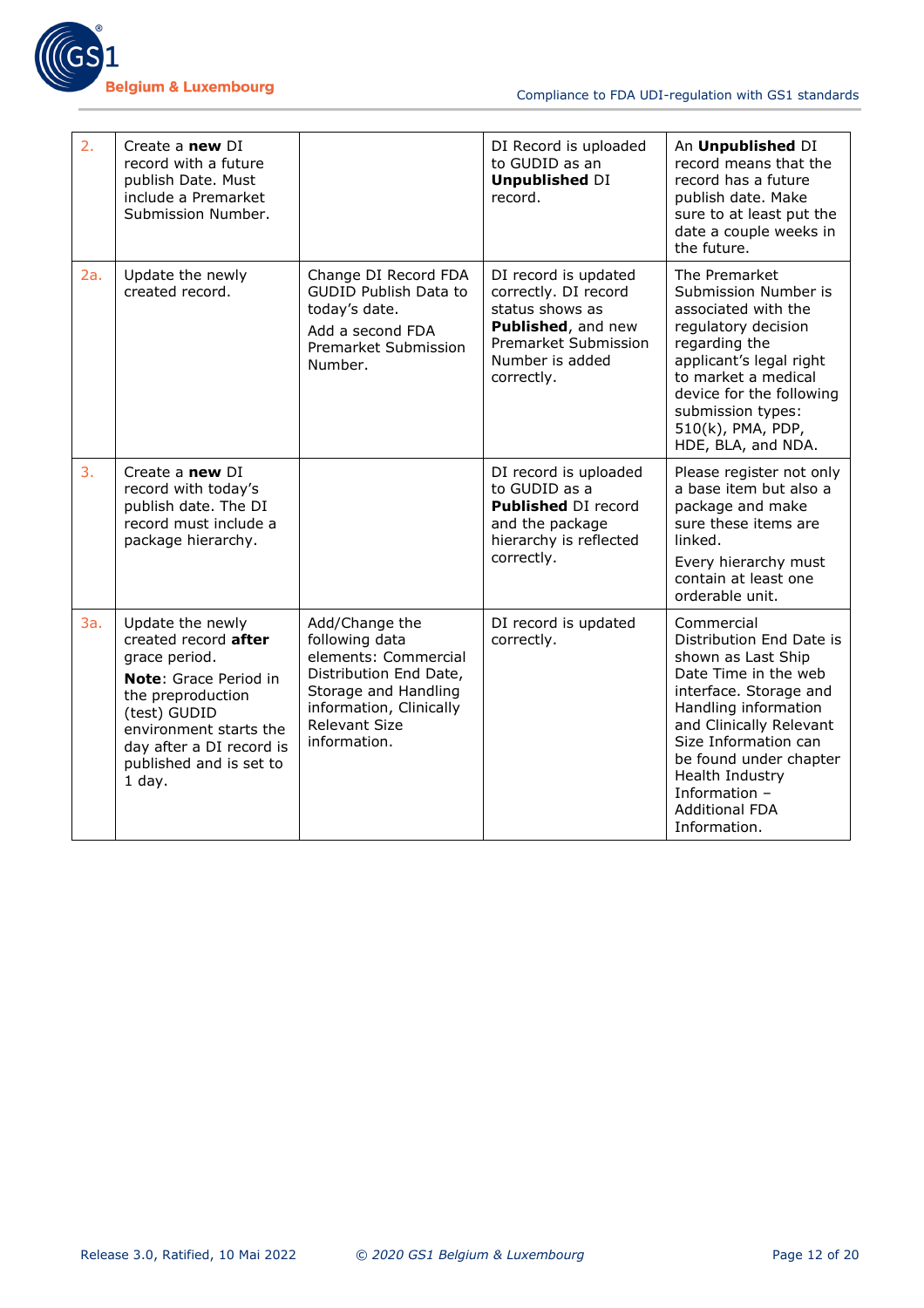| | | | | |
|---|---|---|---|---|
| 2. | Create a **new** DI record with a future publish Date. Must include a Premarket Submission Number. | | DI Record is uploaded to GUDID as an **Unpublished** DI record. | An **Unpublished** DI record means that the record has a future publish date. Make sure to at least put the date a couple weeks in the future. |
| 2a. | Update the newly created record. | Change DI Record FDA GUDID Publish Data to today's date.<br><br>Add a second FDA Premarket Submission Number. | DI record is updated correctly. DI record status shows as **Published**, and new Premarket Submission Number is added correctly. | The Premarket Submission Number is associated with the regulatory decision regarding the applicant's legal right to market a medical device for the following submission types: 510(k), PMA, PDP, HDE, BLA, and NDA. |
| 3. | Create a **new** DI record with today's publish date. The DI record must include a package hierarchy. | | DI record is uploaded to GUDID as a **Published** DI record and the package hierarchy is reflected correctly. | Please register not only a base item but also a package and make sure these items are linked.<br><br>Every hierarchy must contain at least one orderable unit. |
| 3a. | Update the newly created record **after** grace period.<br><br>**Note**: Grace Period in the preproduction (test) GUDID environment starts the day after a DI record is published and is set to 1 day. | Add/Change the following data elements: Commercial Distribution End Date, Storage and Handling information, Clinically Relevant Size information. | DI record is updated correctly. | Commercial Distribution End Date is shown as Last Ship Date Time in the web interface. Storage and Handling information and Clinically Relevant Size Information can be found under chapter Health Industry Information – Additional FDA Information. |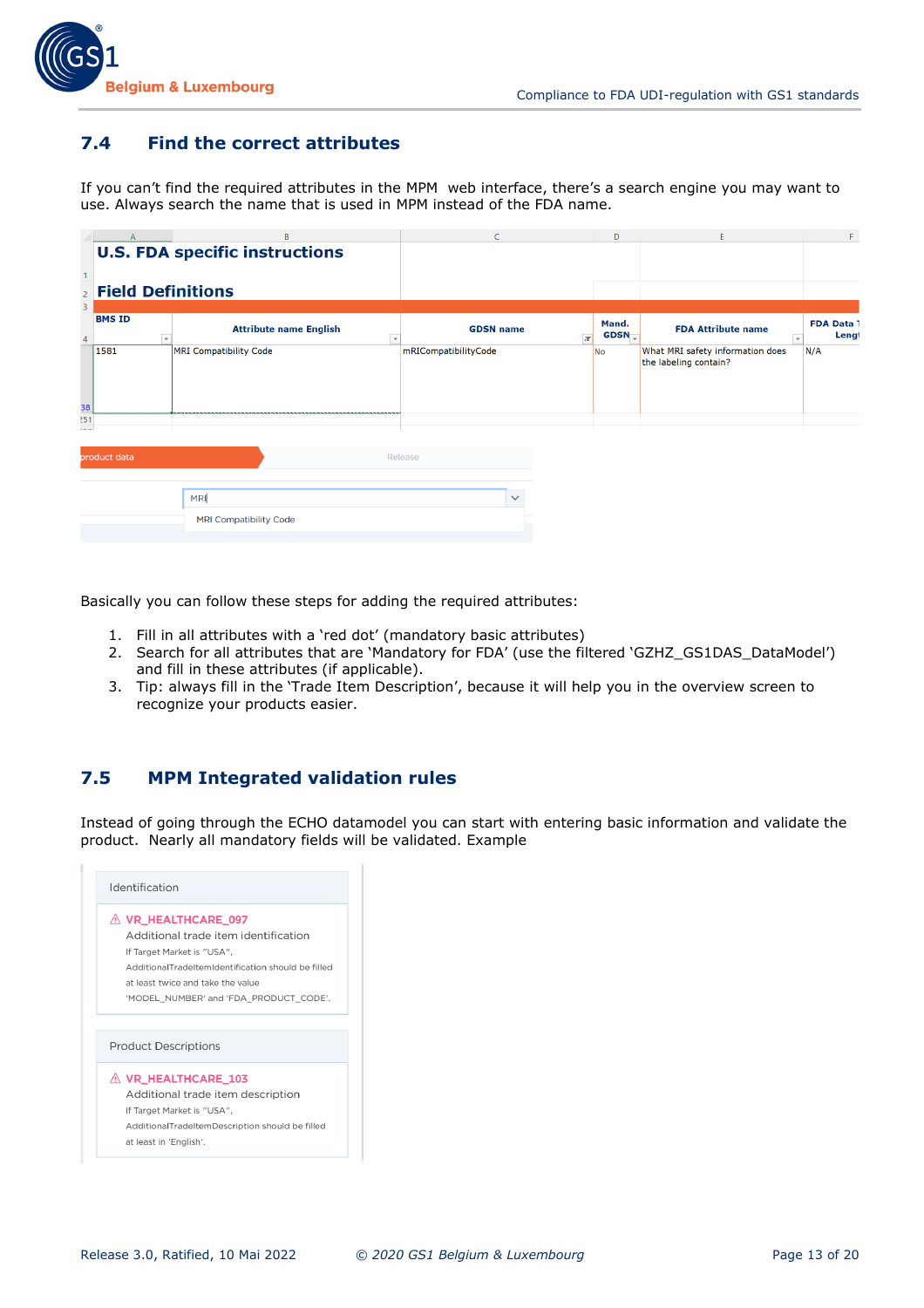## 7.4 Find the correct attributes

If you can't find the required attributes in the MPM web interface, there's a search engine you may want to use. Always search the name that is used in MPM instead of the FDA name.

**U.S. FDA specific instructions**

**Field Definitions**

| BMS ID | Attribute name English | GDSN name | Mand. GDSN | FDA Attribute name | FDA Data Length |
|---|---|---|---|---|---|
| 1581 | MRI Compatibility Code | mRICompatibilityCode | No | What MRI safety information does the labeling contain? | N/A |

product data | Release

MRI

MRI Compatibility Code

Basically you can follow these steps for adding the required attributes:

1. Fill in all attributes with a 'red dot' (mandatory basic attributes)
2. Search for all attributes that are 'Mandatory for FDA' (use the filtered 'GZHZ_GS1DAS_DataModel') and fill in these attributes (if applicable).
3. Tip: always fill in the 'Trade Item Description', because it will help you in the overview screen to recognize your products easier.

## 7.5 MPM Integrated validation rules

Instead of going through the ECHO datamodel you can start with entering basic information and validate the product. Nearly all mandatory fields will be validated. Example

Identification

⚠ VR_HEALTHCARE_097
Additional trade item identification
If Target Market is "USA", AdditionalTradeItemIdentification should be filled at least twice and take the value 'MODEL_NUMBER' and 'FDA_PRODUCT_CODE'.

Product Descriptions

⚠ VR_HEALTHCARE_103
Additional trade item description
If Target Market is "USA", AdditionalTradeItemDescription should be filled at least in 'English'.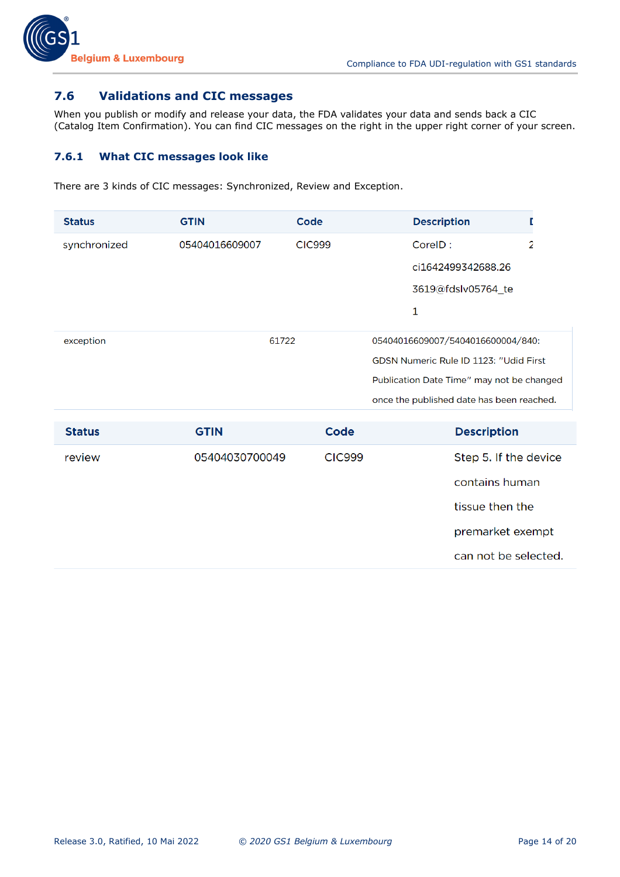## 7.6 Validations and CIC messages

When you publish or modify and release your data, the FDA validates your data and sends back a CIC (Catalog Item Confirmation). You can find CIC messages on the right in the upper right corner of your screen.

### 7.6.1 What CIC messages look like

There are 3 kinds of CIC messages: Synchronized, Review and Exception.

| Status | GTIN | Code | Description | [ |
|---|---|---|---|---|
| synchronized | 05404016609007 | CIC999 | CoreID : ci1642499342688.263619@fdslv05764_te1 | 2 |

| | | |
|---|---|---|
| exception | 61722 | 05404016609007/5404016600004/840: GDSN Numeric Rule ID 1123: "Udid First Publication Date Time" may not be changed once the published date has been reached. |

| Status | GTIN | Code | Description |
|---|---|---|---|
| review | 05404030700049 | CIC999 | Step 5. If the device contains human tissue then the premarket exempt can not be selected. |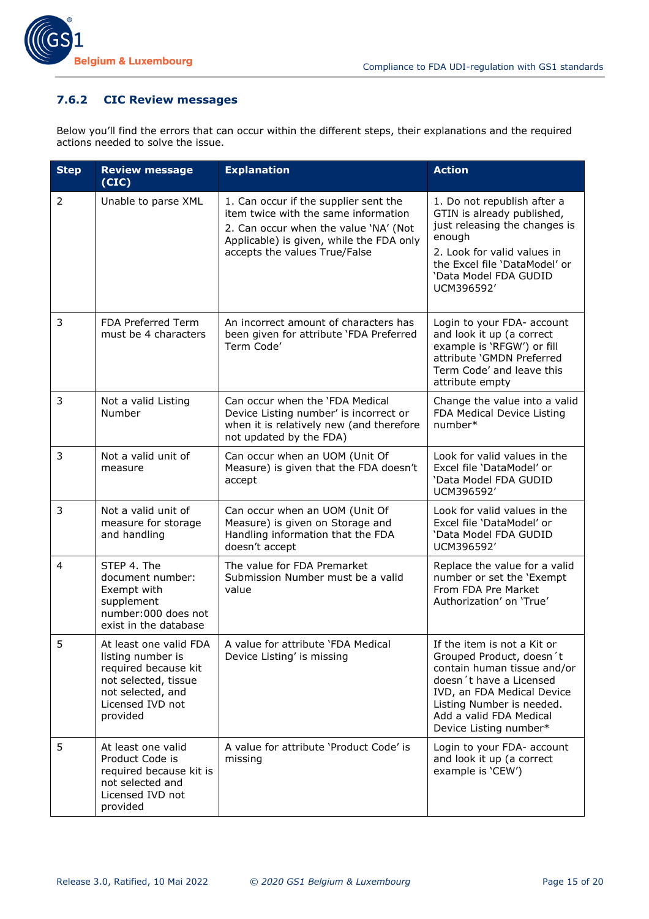### 7.6.2 CIC Review messages

Below you'll find the errors that can occur within the different steps, their explanations and the required actions needed to solve the issue.

| Step | Review message (CIC) | Explanation | Action |
|---|---|---|---|
| 2 | Unable to parse XML | 1. Can occur if the supplier sent the item twice with the same information<br>2. Can occur when the value 'NA' (Not Applicable) is given, while the FDA only accepts the values True/False | 1. Do not republish after a GTIN is already published, just releasing the changes is enough<br>2. Look for valid values in the Excel file 'DataModel' or 'Data Model FDA GUDID UCM396592' |
| 3 | FDA Preferred Term must be 4 characters | An incorrect amount of characters has been given for attribute 'FDA Preferred Term Code' | Login to your FDA- account and look it up (a correct example is 'RFGW') or fill attribute 'GMDN Preferred Term Code' and leave this attribute empty |
| 3 | Not a valid Listing Number | Can occur when the 'FDA Medical Device Listing number' is incorrect or when it is relatively new (and therefore not updated by the FDA) | Change the value into a valid FDA Medical Device Listing number* |
| 3 | Not a valid unit of measure | Can occur when an UOM (Unit Of Measure) is given that the FDA doesn't accept | Look for valid values in the Excel file 'DataModel' or 'Data Model FDA GUDID UCM396592' |
| 3 | Not a valid unit of measure for storage and handling | Can occur when an UOM (Unit Of Measure) is given on Storage and Handling information that the FDA doesn't accept | Look for valid values in the Excel file 'DataModel' or 'Data Model FDA GUDID UCM396592' |
| 4 | STEP 4. The document number: Exempt with supplement number:000 does not exist in the database | The value for FDA Premarket Submission Number must be a valid value | Replace the value for a valid number or set the 'Exempt From FDA Pre Market Authorization' on 'True' |
| 5 | At least one valid FDA listing number is required because kit not selected, tissue not selected, and Licensed IVD not provided | A value for attribute 'FDA Medical Device Listing' is missing | If the item is not a Kit or Grouped Product, doesn´t contain human tissue and/or doesn´t have a Licensed IVD, an FDA Medical Device Listing Number is needed. Add a valid FDA Medical Device Listing number* |
| 5 | At least one valid Product Code is required because kit is not selected and Licensed IVD not provided | A value for attribute 'Product Code' is missing | Login to your FDA- account and look it up (a correct example is 'CEW') |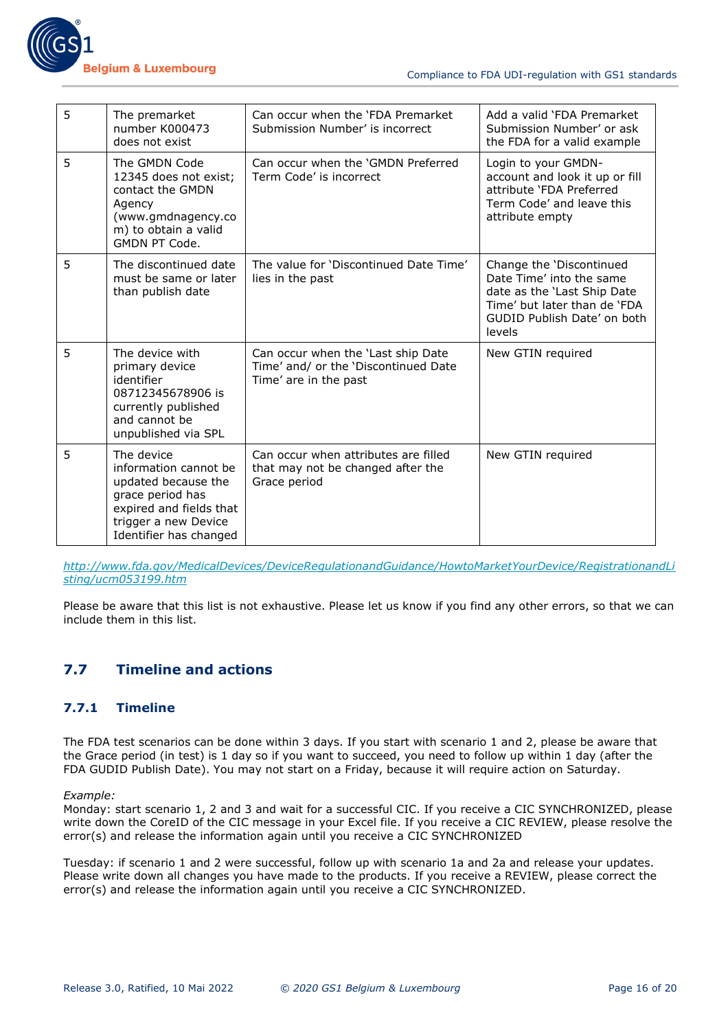| 5 | The premarket number K000473 does not exist | Can occur when the 'FDA Premarket Submission Number' is incorrect | Add a valid 'FDA Premarket Submission Number' or ask the FDA for a valid example |
|---|---|---|---|
| 5 | The GMDN Code 12345 does not exist; contact the GMDN Agency (www.gmdnagency.com) to obtain a valid GMDN PT Code. | Can occur when the 'GMDN Preferred Term Code' is incorrect | Login to your GMDN-account and look it up or fill attribute 'FDA Preferred Term Code' and leave this attribute empty |
| 5 | The discontinued date must be same or later than publish date | The value for 'Discontinued Date Time' lies in the past | Change the 'Discontinued Date Time' into the same date as the 'Last Ship Date Time' but later than de 'FDA GUDID Publish Date' on both levels |
| 5 | The device with primary device identifier 08712345678906 is currently published and cannot be unpublished via SPL | Can occur when the 'Last ship Date Time' and/ or the 'Discontinued Date Time' are in the past | New GTIN required |
| 5 | The device information cannot be updated because the grace period has expired and fields that trigger a new Device Identifier has changed | Can occur when attributes are filled that may not be changed after the Grace period | New GTIN required |

*http://www.fda.gov/MedicalDevices/DeviceRegulationandGuidance/HowtoMarketYourDevice/RegistrationandListing/ucm053199.htm*

Please be aware that this list is not exhaustive. Please let us know if you find any other errors, so that we can include them in this list.

## 7.7 Timeline and actions

### 7.7.1 Timeline

The FDA test scenarios can be done within 3 days. If you start with scenario 1 and 2, please be aware that the Grace period (in test) is 1 day so if you want to succeed, you need to follow up within 1 day (after the FDA GUDID Publish Date). You may not start on a Friday, because it will require action on Saturday.

*Example:*
Monday: start scenario 1, 2 and 3 and wait for a successful CIC. If you receive a CIC SYNCHRONIZED, please write down the CoreID of the CIC message in your Excel file. If you receive a CIC REVIEW, please resolve the error(s) and release the information again until you receive a CIC SYNCHRONIZED

Tuesday: if scenario 1 and 2 were successful, follow up with scenario 1a and 2a and release your updates. Please write down all changes you have made to the products. If you receive a REVIEW, please correct the error(s) and release the information again until you receive a CIC SYNCHRONIZED.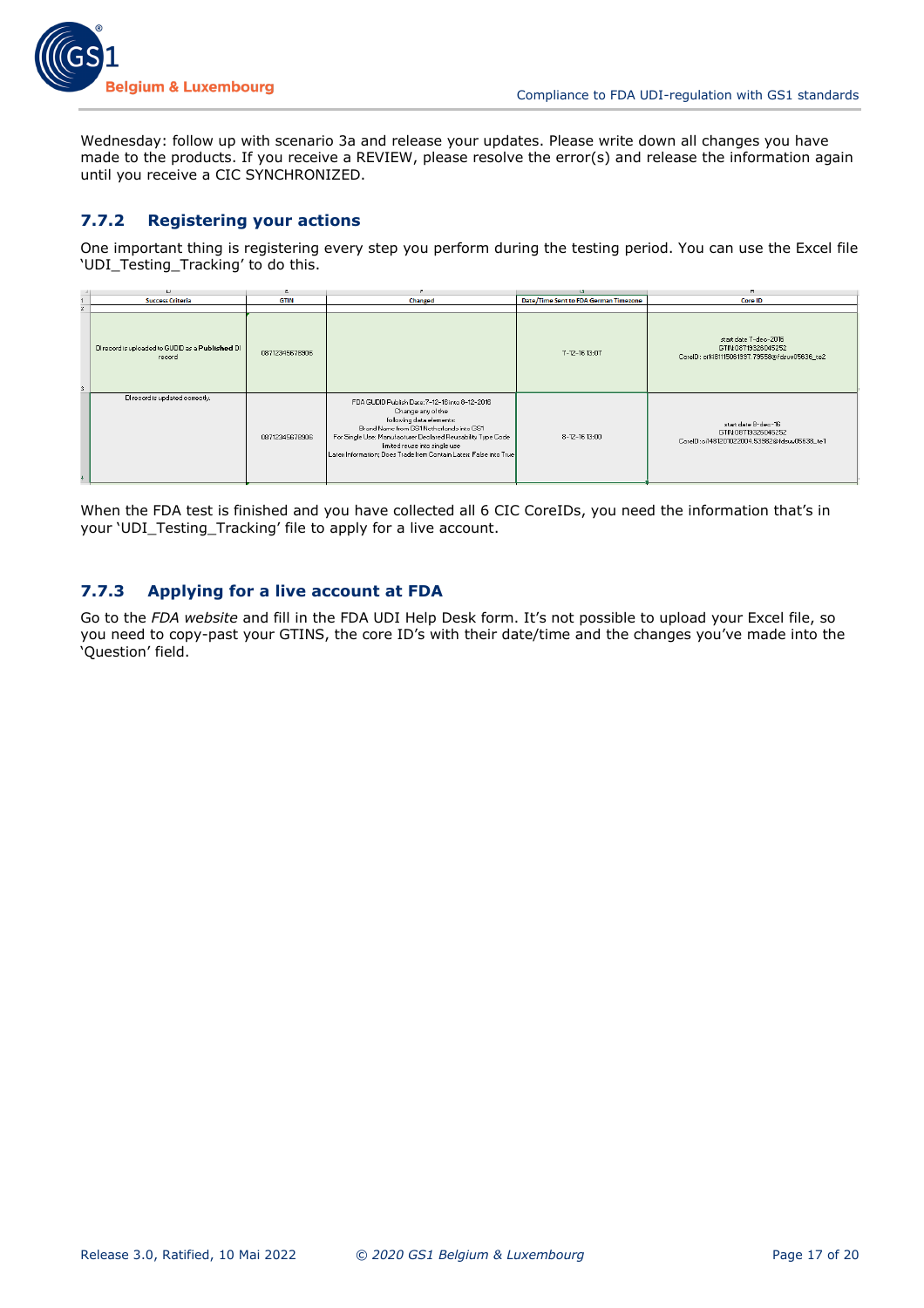Wednesday: follow up with scenario 3a and release your updates. Please write down all changes you have made to the products. If you receive a REVIEW, please resolve the error(s) and release the information again until you receive a CIC SYNCHRONIZED.

### 7.7.2 Registering your actions

One important thing is registering every step you perform during the testing period. You can use the Excel file 'UDI_Testing_Tracking' to do this.

| Success Criteria | GTIN | Changed | Date/Time Sent to FDA German Timezone | Core ID |
|---|---|---|---|---|
| DI record is uploaded to GUDID as a **Published** DI record | 08712345678906 | | 7-12-16 13:07 | start date 7-dec-2016 GTIN:08719325045252 CoreID: cif481115061997.79558@fdsuv05636_co2 |
| DI record is updated correctly. | 08712345678906 | FDA GUDID Publish Date: 7-12-16 into 8-12-2016 Change any of the following data elements: Brand Name from GS1 Netherlands into GS1 For Single Use: Manufacturer Declared Reusability Type Code limited reuse into single use Latex Information: Does Trade Item Contain Latex: False into True | 8-12-16 13:00 | start date 8-dec-16 GTIN:08719325045252 CoreID: ci1481201022004.53982@fdsuv05638_te1 |

When the FDA test is finished and you have collected all 6 CIC CoreIDs, you need the information that's in your 'UDI_Testing_Tracking' file to apply for a live account.

### 7.7.3 Applying for a live account at FDA

Go to the *FDA website* and fill in the FDA UDI Help Desk form. It's not possible to upload your Excel file, so you need to copy-past your GTINS, the core ID's with their date/time and the changes you've made into the 'Question' field.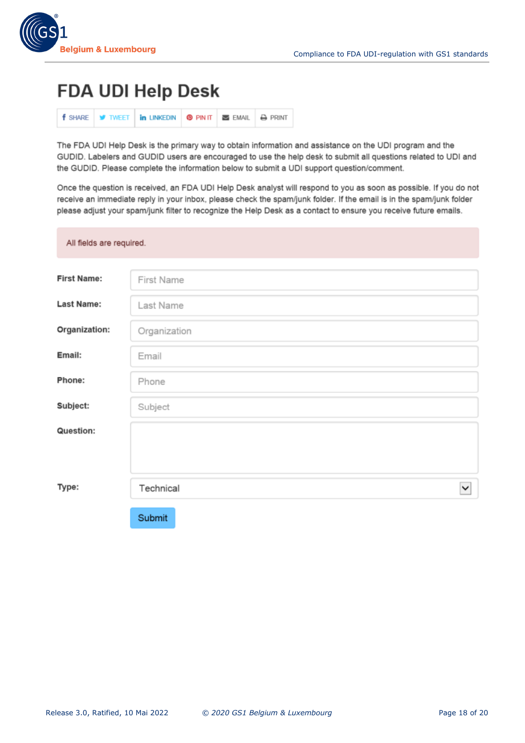# FDA UDI Help Desk

SHARE | TWEET | LINKEDIN | PIN IT | EMAIL | PRINT

The FDA UDI Help Desk is the primary way to obtain information and assistance on the UDI program and the GUDID. Labelers and GUDID users are encouraged to use the help desk to submit all questions related to UDI and the GUDID. Please complete the information below to submit a UDI support question/comment.

Once the question is received, an FDA UDI Help Desk analyst will respond to you as soon as possible. If you do not receive an immediate reply in your inbox, please check the spam/junk folder. If the email is in the spam/junk folder please adjust your spam/junk filter to recognize the Help Desk as a contact to ensure you receive future emails.

All fields are required.

**First Name:** First Name

**Last Name:** Last Name

**Organization:** Organization

**Email:** Email

**Phone:** Phone

**Subject:** Subject

**Question:**

**Type:** Technical

Submit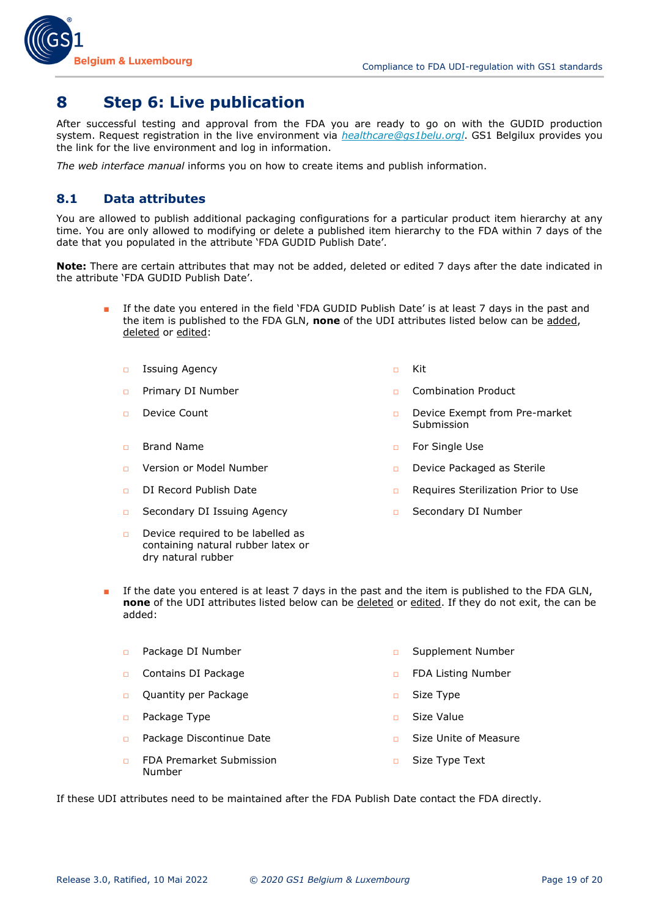# 8 Step 6: Live publication

After successful testing and approval from the FDA you are ready to go on with the GUDID production system. Request registration in the live environment via *healthcare@gs1belu.orgl*. GS1 Belgilux provides you the link for the live environment and log in information.

*The web interface manual* informs you on how to create items and publish information.

## 8.1 Data attributes

You are allowed to publish additional packaging configurations for a particular product item hierarchy at any time. You are only allowed to modifying or delete a published item hierarchy to the FDA within 7 days of the date that you populated in the attribute 'FDA GUDID Publish Date'.

**Note:** There are certain attributes that may not be added, deleted or edited 7 days after the date indicated in the attribute 'FDA GUDID Publish Date'.

- If the date you entered in the field 'FDA GUDID Publish Date' is at least 7 days in the past and the item is published to the FDA GLN, **none** of the UDI attributes listed below can be added, deleted or edited:
  - Issuing Agency
  - Primary DI Number
  - Device Count
  - Brand Name
  - Version or Model Number
  - DI Record Publish Date
  - Secondary DI Issuing Agency
  - Device required to be labelled as containing natural rubber latex or dry natural rubber
  - Kit
  - Combination Product
  - Device Exempt from Pre-market Submission
  - For Single Use
  - Device Packaged as Sterile
  - Requires Sterilization Prior to Use
  - Secondary DI Number
- If the date you entered is at leat 7 days in the past and the item is published to the FDA GLN, **none** of the UDI attributes listed below can be deleted or edited. If they do not exit, the can be added:
  - Package DI Number
  - Contains DI Package
  - Quantity per Package
  - Package Type
  - Package Discontinue Date
  - FDA Premarket Submission Number
  - Supplement Number
  - FDA Listing Number
  - Size Type
  - Size Value
  - Size Unite of Measure
  - Size Type Text

If these UDI attributes need to be maintained after the FDA Publish Date contact the FDA directly.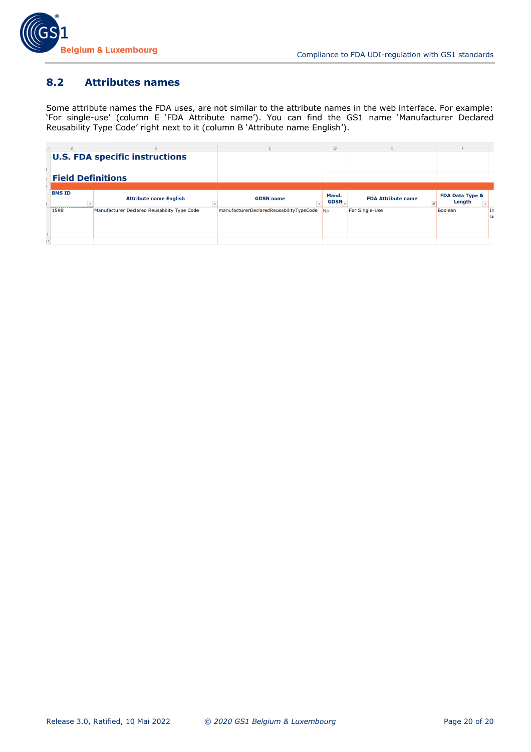## 8.2 Attributes names

Some attribute names the FDA uses, are not similar to the attribute names in the web interface. For example: 'For single-use' (column E 'FDA Attribute name'). You can find the GS1 name 'Manufacturer Declared Reusability Type Code' right next to it (column B 'Attribute name English').

**U.S. FDA specific instructions**

**Field Definitions**

| BMS ID | Attribute name English | GDSN name | Mand. GDSN | FDA Attribute name | FDA Data Type & Length |
|---|---|---|---|---|---|
| 1598 | Manufacturer Declared Reusability Type Code | manufacturerDeclaredReusabilityTypeCode | No | For Single-Use | Boolean |